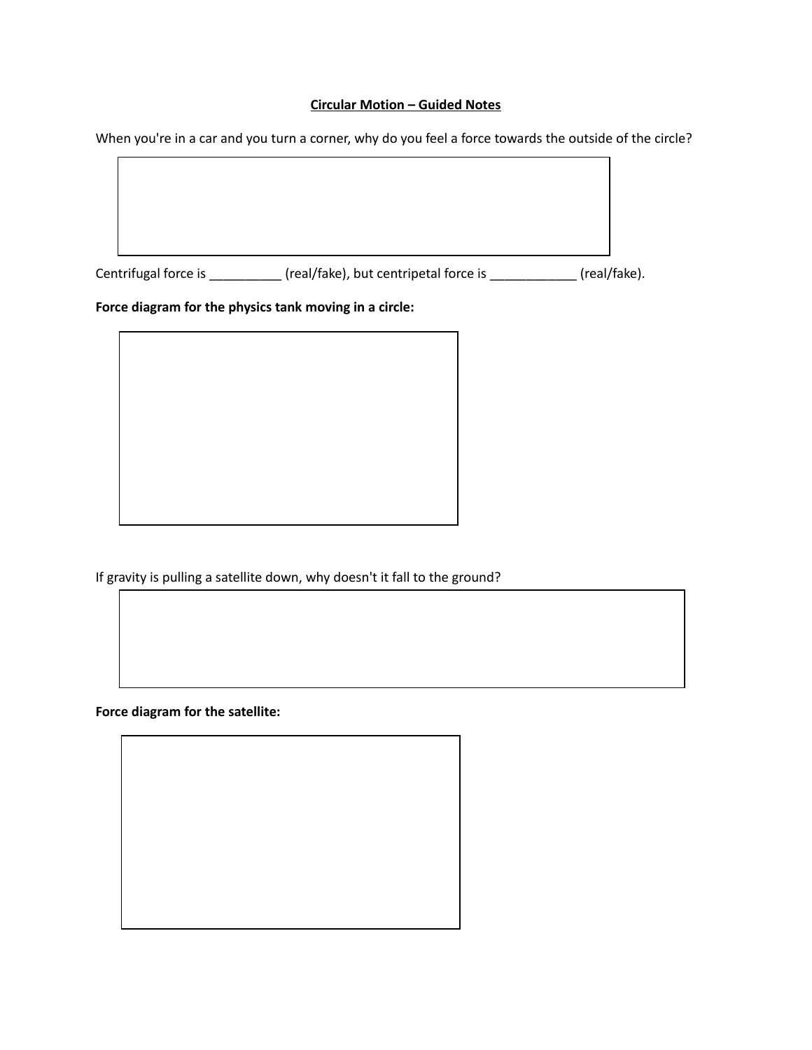**Circular Motion – Guided Notes**

When you're in a car and you turn a corner, why do you feel a force towards the outside of the circle?

Centrifugal force is __________ (real/fake), but centripetal force is ____________ (real/fake).

**Force diagram for the physics tank moving in a circle:**

If gravity is pulling a satellite down, why doesn't it fall to the ground?

**Force diagram for the satellite:**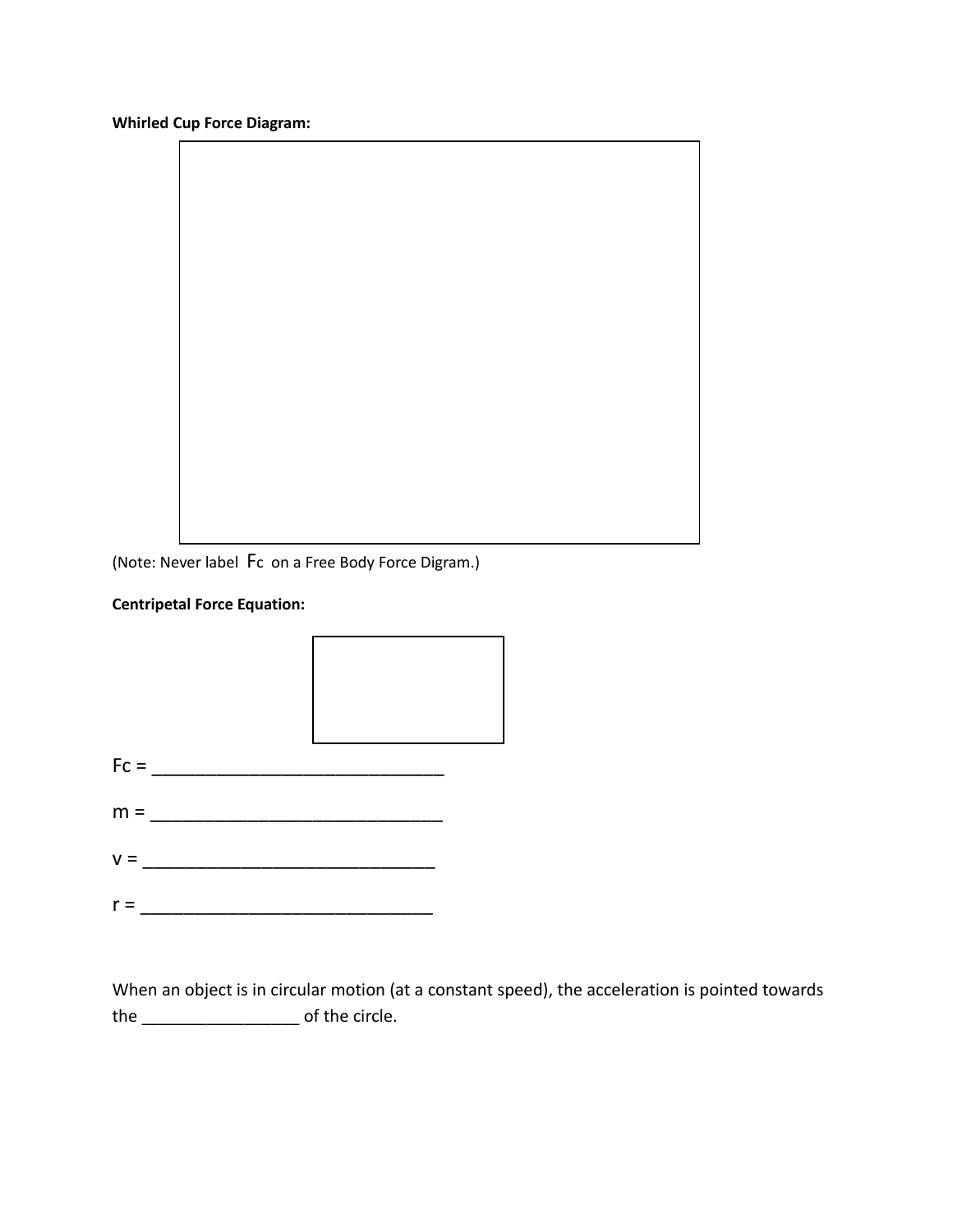**Whirled Cup Force Diagram:**

(Note: Never label $F_c$ on a Free Body Force Digram.)

**Centripetal Force Equation:**

$F_c$ = ______________________________

m = ______________________________

v = ______________________________

r = ______________________________

When an object is in circular motion (at a constant speed), the acceleration is pointed towards the ________________ of the circle.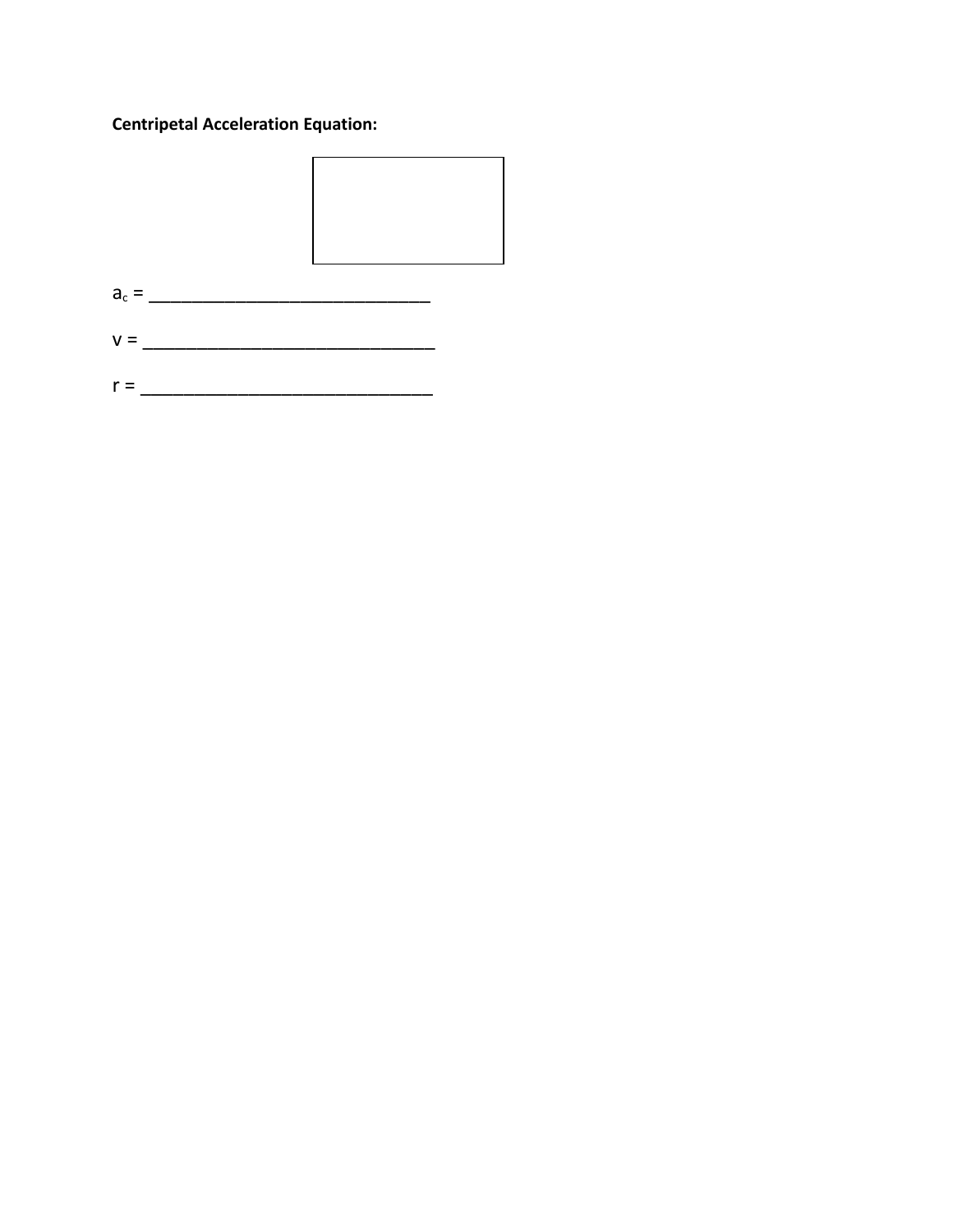**Centripetal Acceleration Equation:**

$a_c$ = ______________________________

v = ________________________________

r = ________________________________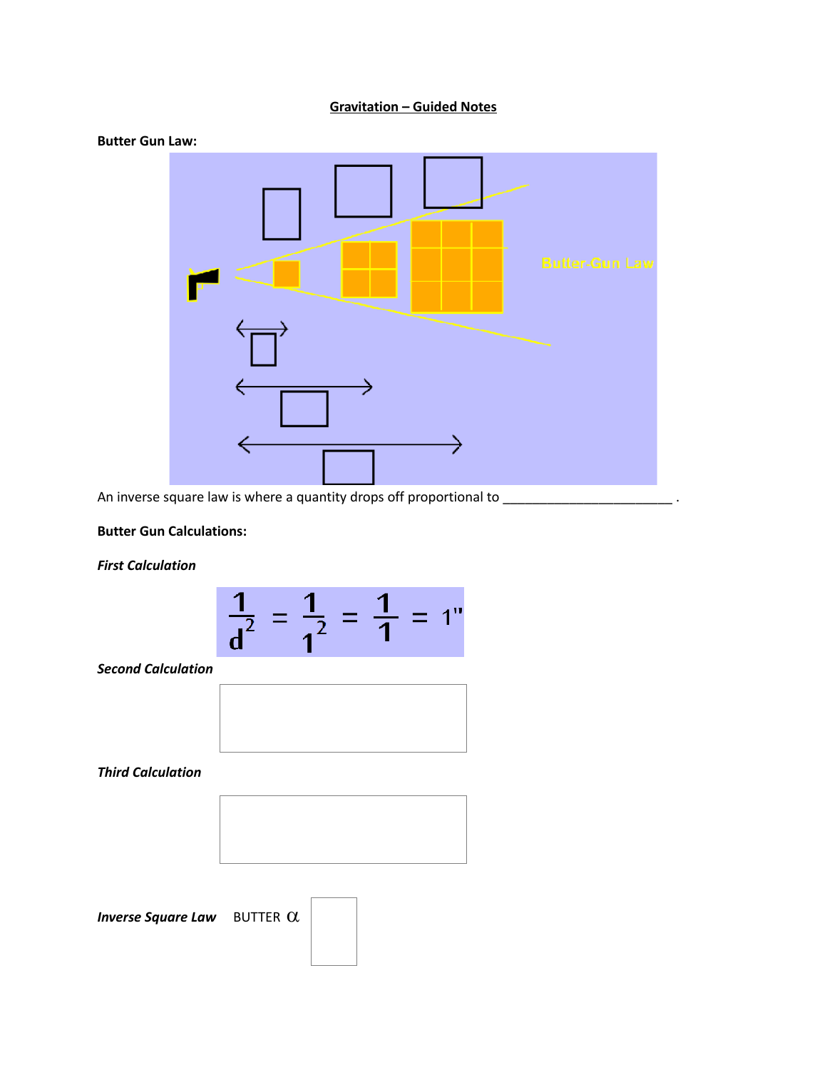**<u>Gravitation – Guided Notes</u>**

**Butter Gun Law:**

Butter-Gun Law

An inverse square law is where a quantity drops off proportional to _______________________ .

**Butter Gun Calculations:**

***First Calculation***

$$\frac{1}{d^2} = \frac{1}{1^2} = \frac{1}{1} = 1''$$

***Second Calculation***

***Third Calculation***

***Inverse Square Law*** BUTTER $\alpha$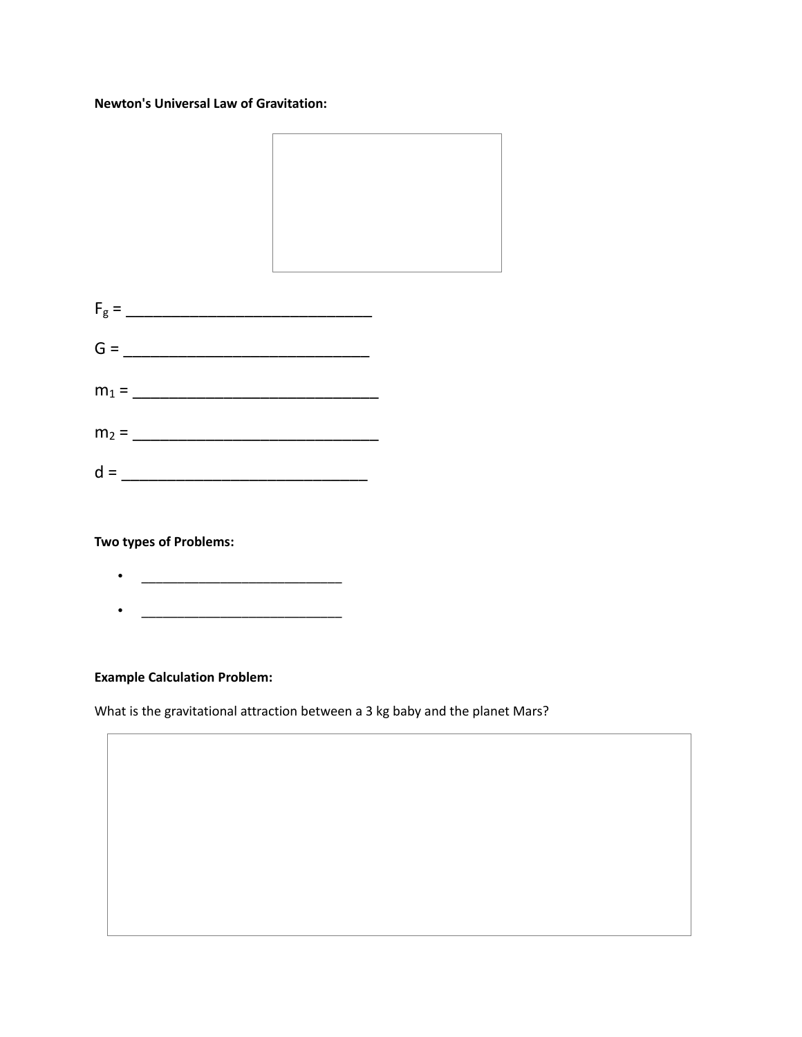**Newton's Universal Law of Gravitation:**

$F_g$ = ______________________________

G = ______________________________

$m_1$ = ______________________________

$m_2$ = ______________________________

d = ______________________________

**Two types of Problems:**

- ___________________________
- ___________________________

**Example Calculation Problem:**

What is the gravitational attraction between a 3 kg baby and the planet Mars?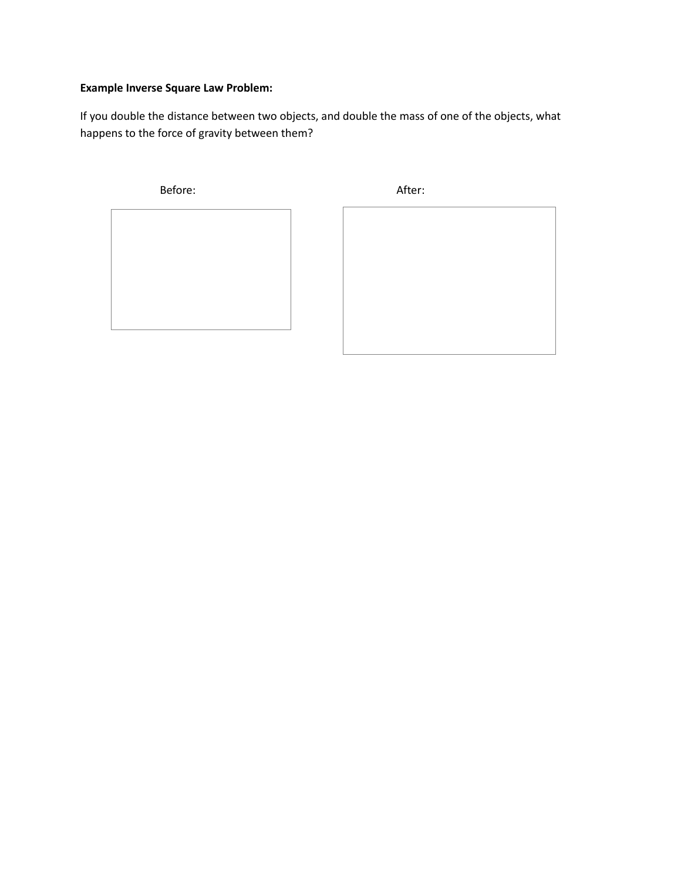**Example Inverse Square Law Problem:**

If you double the distance between two objects, and double the mass of one of the objects, what happens to the force of gravity between them?

Before:

After: